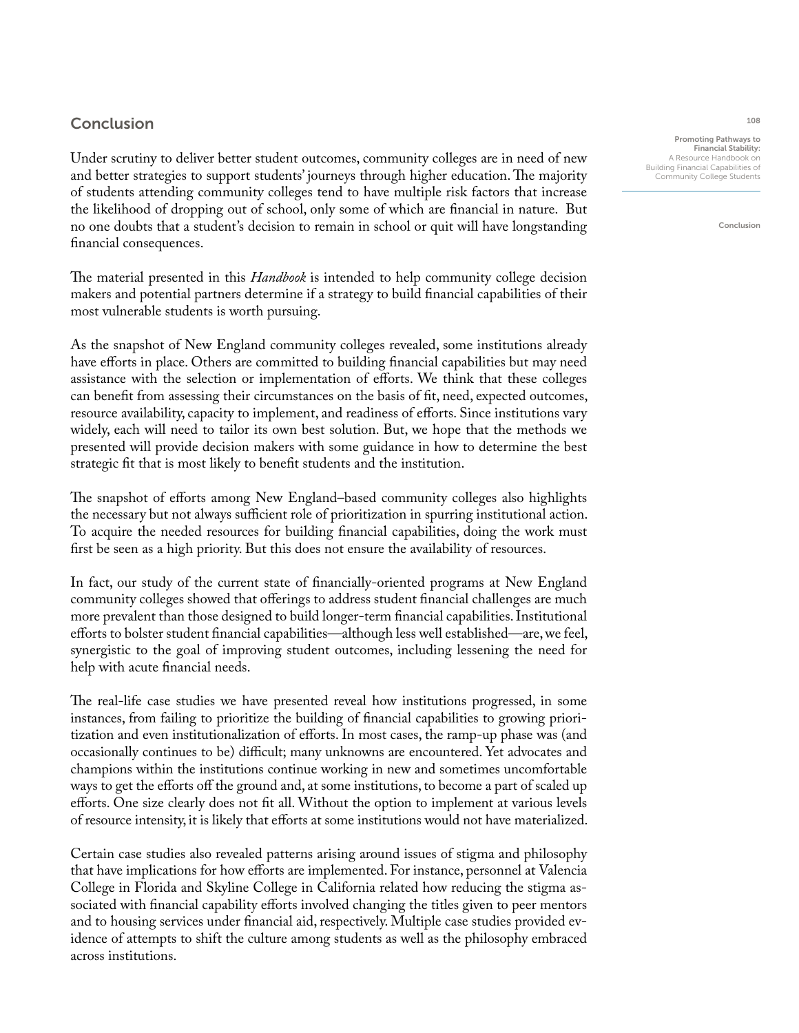## Conclusion

Under scrutiny to deliver better student outcomes, community colleges are in need of new and better strategies to support students' journeys through higher education. The majority of students attending community colleges tend to have multiple risk factors that increase the likelihood of dropping out of school, only some of which are financial in nature. But no one doubts that a student's decision to remain in school or quit will have longstanding financial consequences.

The material presented in this *Handbook* is intended to help community college decision makers and potential partners determine if a strategy to build financial capabilities of their most vulnerable students is worth pursuing.

As the snapshot of New England community colleges revealed, some institutions already have efforts in place. Others are committed to building financial capabilities but may need assistance with the selection or implementation of efforts. We think that these colleges can benefit from assessing their circumstances on the basis of fit, need, expected outcomes, resource availability, capacity to implement, and readiness of efforts. Since institutions vary widely, each will need to tailor its own best solution. But, we hope that the methods we presented will provide decision makers with some guidance in how to determine the best strategic fit that is most likely to benefit students and the institution.

The snapshot of efforts among New England–based community colleges also highlights the necessary but not always sufficient role of prioritization in spurring institutional action. To acquire the needed resources for building financial capabilities, doing the work must first be seen as a high priority. But this does not ensure the availability of resources.

In fact, our study of the current state of financially-oriented programs at New England community colleges showed that offerings to address student financial challenges are much more prevalent than those designed to build longer-term financial capabilities. Institutional efforts to bolster student financial capabilities—although less well established—are, we feel, synergistic to the goal of improving student outcomes, including lessening the need for help with acute financial needs.

The real-life case studies we have presented reveal how institutions progressed, in some instances, from failing to prioritize the building of financial capabilities to growing prioritization and even institutionalization of efforts. In most cases, the ramp-up phase was (and occasionally continues to be) difficult; many unknowns are encountered. Yet advocates and champions within the institutions continue working in new and sometimes uncomfortable ways to get the efforts off the ground and, at some institutions, to become a part of scaled up efforts. One size clearly does not fit all. Without the option to implement at various levels of resource intensity, it is likely that efforts at some institutions would not have materialized.

Certain case studies also revealed patterns arising around issues of stigma and philosophy that have implications for how efforts are implemented. For instance, personnel at Valencia College in Florida and Skyline College in California related how reducing the stigma associated with financial capability efforts involved changing the titles given to peer mentors and to housing services under financial aid, respectively. Multiple case studies provided evidence of attempts to shift the culture among students as well as the philosophy embraced across institutions.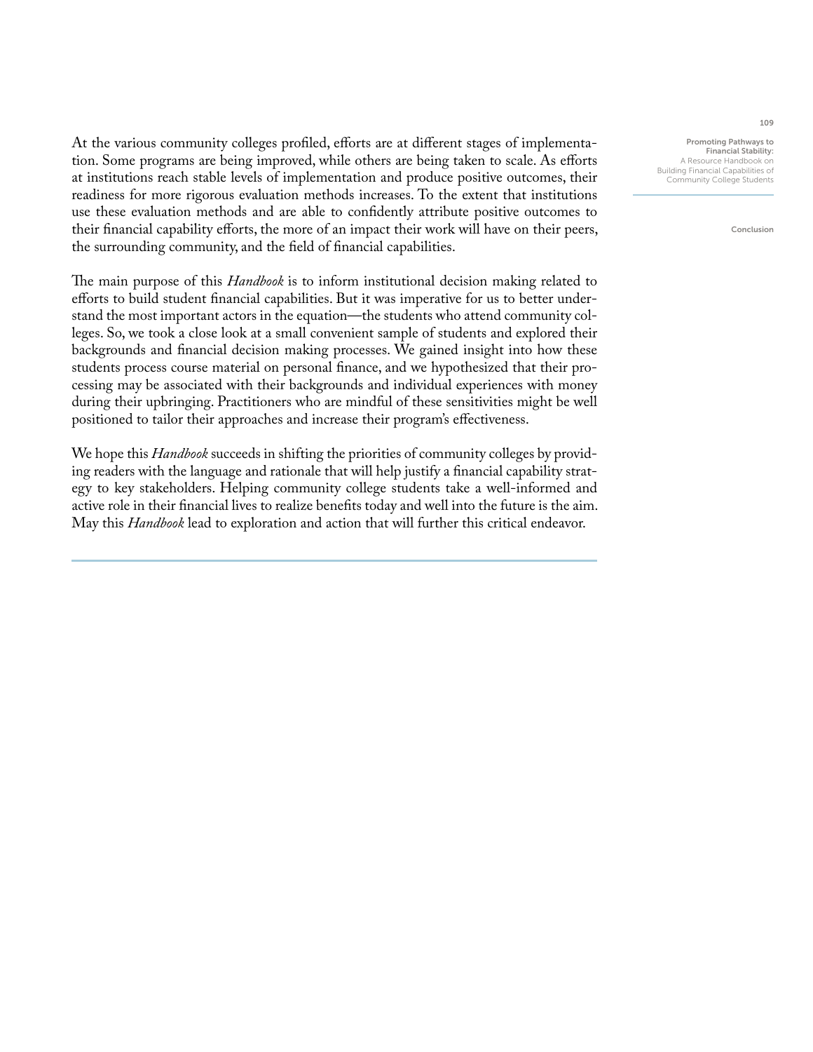At the various community colleges profiled, efforts are at different stages of implementation. Some programs are being improved, while others are being taken to scale. As efforts at institutions reach stable levels of implementation and produce positive outcomes, their readiness for more rigorous evaluation methods increases. To the extent that institutions use these evaluation methods and are able to confidently attribute positive outcomes to their financial capability efforts, the more of an impact their work will have on their peers, the surrounding community, and the field of financial capabilities.

The main purpose of this *Handbook* is to inform institutional decision making related to efforts to build student financial capabilities. But it was imperative for us to better understand the most important actors in the equation—the students who attend community colleges. So, we took a close look at a small convenient sample of students and explored their backgrounds and financial decision making processes. We gained insight into how these students process course material on personal finance, and we hypothesized that their processing may be associated with their backgrounds and individual experiences with money during their upbringing. Practitioners who are mindful of these sensitivities might be well positioned to tailor their approaches and increase their program's effectiveness.

We hope this *Handbook* succeeds in shifting the priorities of community colleges by providing readers with the language and rationale that will help justify a financial capability strategy to key stakeholders. Helping community college students take a well-informed and active role in their financial lives to realize benefits today and well into the future is the aim. May this *Handbook* lead to exploration and action that will further this critical endeavor.